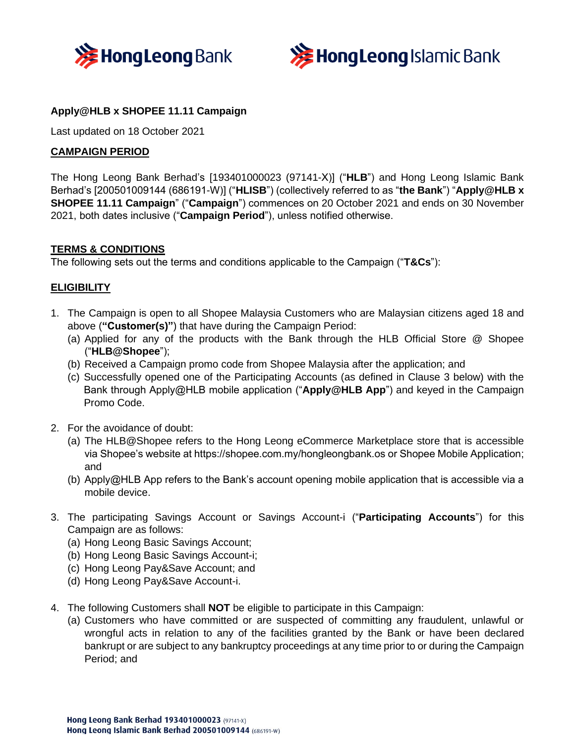**Apply@HLB x SHOPEE 11.11 Campaign**

Last updated on 18 October 2021

## CAMPAIGN PERIOD

The Hong Leong Bank Berhad's [193401000023 (97141-X)] ("**HLB**") and Hong Leong Islamic Bank Berhad's [200501009144 (686191-W)] ("**HLISB**") (collectively referred to as "**the Bank**") "**Apply@HLB x SHOPEE 11.11 Campaign**" ("**Campaign**") commences on 20 October 2021 and ends on 30 November 2021, both dates inclusive ("**Campaign Period**"), unless notified otherwise.

## TERMS & CONDITIONS

The following sets out the terms and conditions applicable to the Campaign ("**T&Cs**"):

## ELIGIBILITY

1. The Campaign is open to all Shopee Malaysia Customers who are Malaysian citizens aged 18 and above (**"Customer(s)"**) that have during the Campaign Period:
   (a) Applied for any of the products with the Bank through the HLB Official Store @ Shopee ("**HLB@Shopee**");
   (b) Received a Campaign promo code from Shopee Malaysia after the application; and
   (c) Successfully opened one of the Participating Accounts (as defined in Clause 3 below) with the Bank through Apply@HLB mobile application ("**Apply@HLB App**") and keyed in the Campaign Promo Code.

2. For the avoidance of doubt:
   (a) The HLB@Shopee refers to the Hong Leong eCommerce Marketplace store that is accessible via Shopee's website at https://shopee.com.my/hongleongbank.os or Shopee Mobile Application; and
   (b) Apply@HLB App refers to the Bank's account opening mobile application that is accessible via a mobile device.

3. The participating Savings Account or Savings Account-i ("**Participating Accounts**") for this Campaign are as follows:
   (a) Hong Leong Basic Savings Account;
   (b) Hong Leong Basic Savings Account-i;
   (c) Hong Leong Pay&Save Account; and
   (d) Hong Leong Pay&Save Account-i.

4. The following Customers shall **NOT** be eligible to participate in this Campaign:
   (a) Customers who have committed or are suspected of committing any fraudulent, unlawful or wrongful acts in relation to any of the facilities granted by the Bank or have been declared bankrupt or are subject to any bankruptcy proceedings at any time prior to or during the Campaign Period; and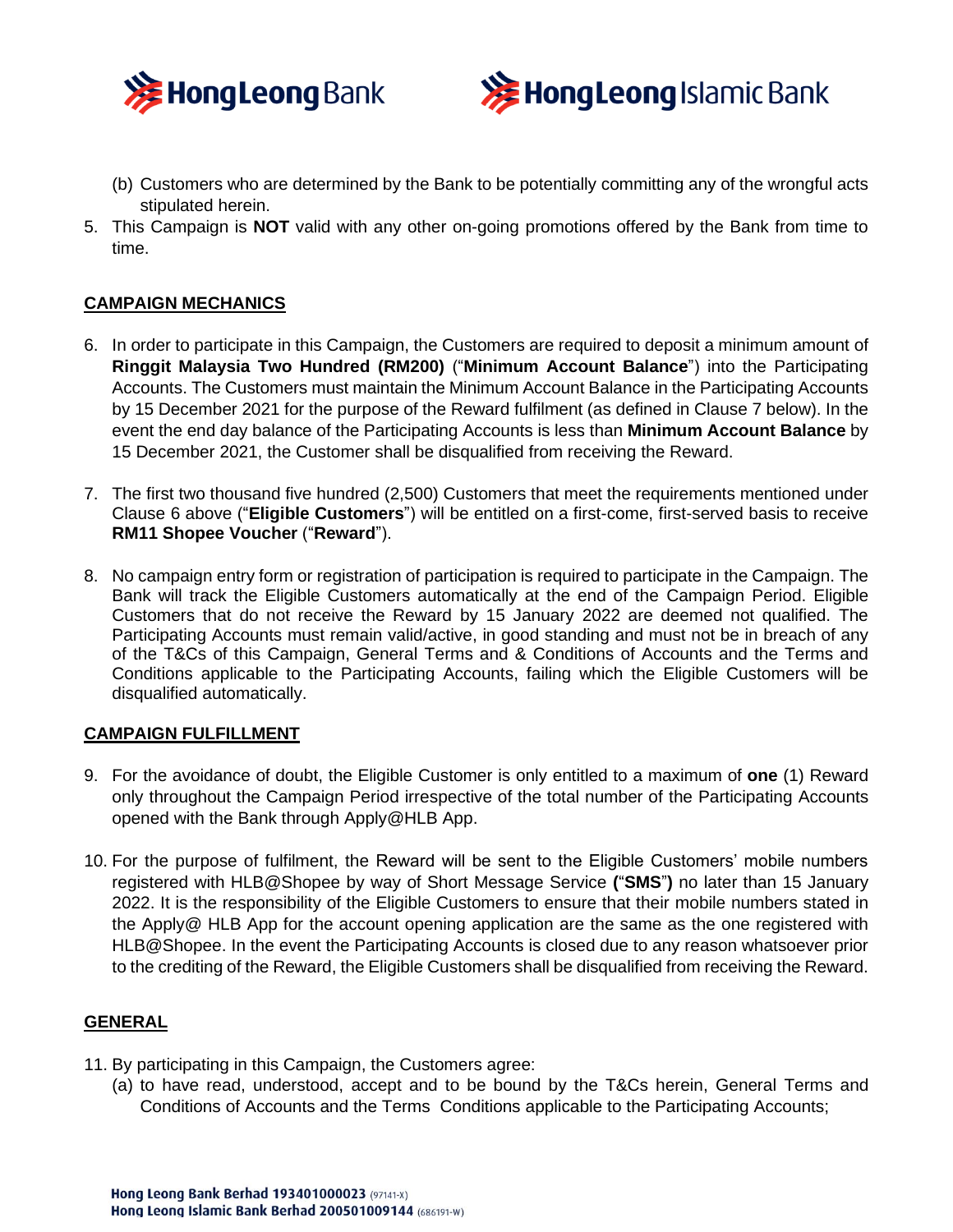(b) Customers who are determined by the Bank to be potentially committing any of the wrongful acts stipulated herein.

5. This Campaign is **NOT** valid with any other on-going promotions offered by the Bank from time to time.

## CAMPAIGN MECHANICS

6. In order to participate in this Campaign, the Customers are required to deposit a minimum amount of **Ringgit Malaysia Two Hundred (RM200)** ("**Minimum Account Balance**") into the Participating Accounts. The Customers must maintain the Minimum Account Balance in the Participating Accounts by 15 December 2021 for the purpose of the Reward fulfilment (as defined in Clause 7 below). In the event the end day balance of the Participating Accounts is less than **Minimum Account Balance** by 15 December 2021, the Customer shall be disqualified from receiving the Reward.

7. The first two thousand five hundred (2,500) Customers that meet the requirements mentioned under Clause 6 above ("**Eligible Customers**") will be entitled on a first-come, first-served basis to receive **RM11 Shopee Voucher** ("**Reward**").

8. No campaign entry form or registration of participation is required to participate in the Campaign. The Bank will track the Eligible Customers automatically at the end of the Campaign Period. Eligible Customers that do not receive the Reward by 15 January 2022 are deemed not qualified. The Participating Accounts must remain valid/active, in good standing and must not be in breach of any of the T&Cs of this Campaign, General Terms and & Conditions of Accounts and the Terms and Conditions applicable to the Participating Accounts, failing which the Eligible Customers will be disqualified automatically.

## CAMPAIGN FULFILLMENT

9. For the avoidance of doubt, the Eligible Customer is only entitled to a maximum of **one** (1) Reward only throughout the Campaign Period irrespective of the total number of the Participating Accounts opened with the Bank through Apply@HLB App.

10. For the purpose of fulfilment, the Reward will be sent to the Eligible Customers' mobile numbers registered with HLB@Shopee by way of Short Message Service **(**"**SMS**"**)** no later than 15 January 2022. It is the responsibility of the Eligible Customers to ensure that their mobile numbers stated in the Apply@ HLB App for the account opening application are the same as the one registered with HLB@Shopee. In the event the Participating Accounts is closed due to any reason whatsoever prior to the crediting of the Reward, the Eligible Customers shall be disqualified from receiving the Reward.

## GENERAL

11. By participating in this Campaign, the Customers agree:
    (a) to have read, understood, accept and to be bound by the T&Cs herein, General Terms and Conditions of Accounts and the Terms Conditions applicable to the Participating Accounts;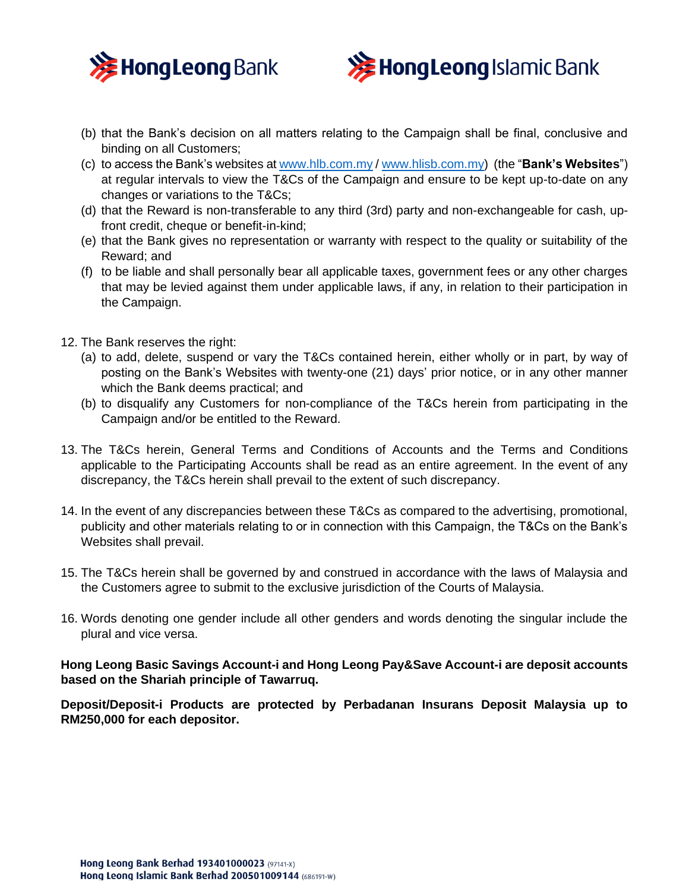(b) that the Bank's decision on all matters relating to the Campaign shall be final, conclusive and binding on all Customers;

(c) to access the Bank's websites at www.hlb.com.my / www.hlisb.com.my) (the "**Bank's Websites**") at regular intervals to view the T&Cs of the Campaign and ensure to be kept up-to-date on any changes or variations to the T&Cs;

(d) that the Reward is non-transferable to any third (3rd) party and non-exchangeable for cash, up-front credit, cheque or benefit-in-kind;

(e) that the Bank gives no representation or warranty with respect to the quality or suitability of the Reward; and

(f) to be liable and shall personally bear all applicable taxes, government fees or any other charges that may be levied against them under applicable laws, if any, in relation to their participation in the Campaign.

12. The Bank reserves the right:
    (a) to add, delete, suspend or vary the T&Cs contained herein, either wholly or in part, by way of posting on the Bank's Websites with twenty-one (21) days' prior notice, or in any other manner which the Bank deems practical; and
    (b) to disqualify any Customers for non-compliance of the T&Cs herein from participating in the Campaign and/or be entitled to the Reward.

13. The T&Cs herein, General Terms and Conditions of Accounts and the Terms and Conditions applicable to the Participating Accounts shall be read as an entire agreement. In the event of any discrepancy, the T&Cs herein shall prevail to the extent of such discrepancy.

14. In the event of any discrepancies between these T&Cs as compared to the advertising, promotional, publicity and other materials relating to or in connection with this Campaign, the T&Cs on the Bank's Websites shall prevail.

15. The T&Cs herein shall be governed by and construed in accordance with the laws of Malaysia and the Customers agree to submit to the exclusive jurisdiction of the Courts of Malaysia.

16. Words denoting one gender include all other genders and words denoting the singular include the plural and vice versa.

**Hong Leong Basic Savings Account-i and Hong Leong Pay&Save Account-i are deposit accounts based on the Shariah principle of Tawarruq.**

**Deposit/Deposit-i Products are protected by Perbadanan Insurans Deposit Malaysia up to RM250,000 for each depositor.**

**Hong Leong Bank Berhad 193401000023** (97141-X)
**Hong Leong Islamic Bank Berhad 200501009144** (686191-W)